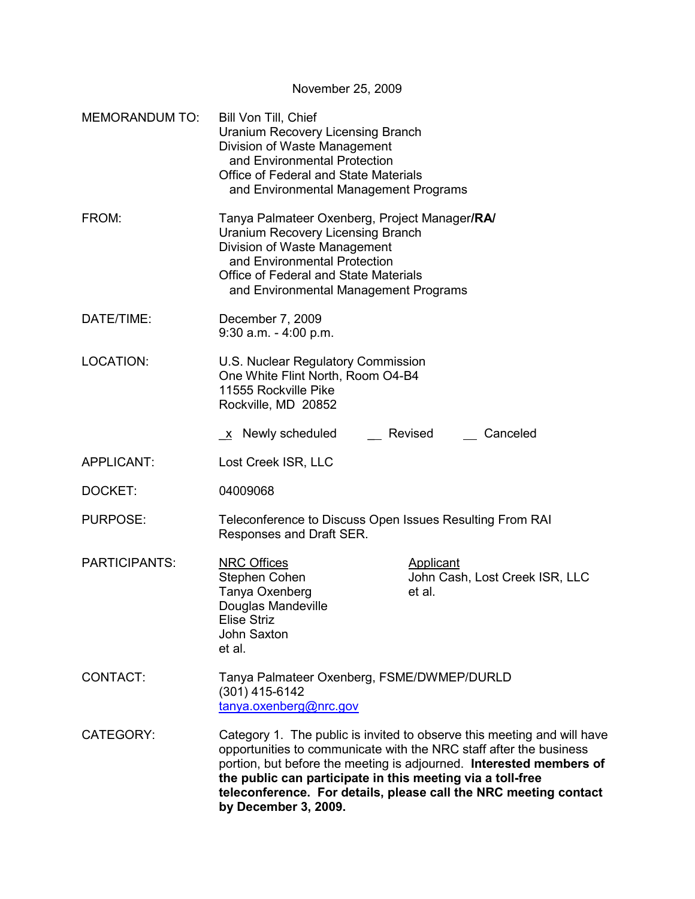November 25, 2009

MEMORANDUM TO: Bill Von Till, Chief
Uranium Recovery Licensing Branch
Division of Waste Management
and Environmental Protection
Office of Federal and State Materials
and Environmental Management Programs

FROM: Tanya Palmateer Oxenberg, Project Manager **/RA/**
Uranium Recovery Licensing Branch
Division of Waste Management
and Environmental Protection
Office of Federal and State Materials
and Environmental Management Programs

DATE/TIME: December 7, 2009
9:30 a.m. - 4:00 p.m.

LOCATION: U.S. Nuclear Regulatory Commission
One White Flint North, Room O4-B4
11555 Rockville Pike
Rockville, MD 20852

_x_ Newly scheduled __ Revised __ Canceled

APPLICANT: Lost Creek ISR, LLC

DOCKET: 04009068

PURPOSE: Teleconference to Discuss Open Issues Resulting From RAI Responses and Draft SER.

PARTICIPANTS:

| NRC Offices | Applicant |
|---|---|
| Stephen Cohen | John Cash, Lost Creek ISR, LLC |
| Tanya Oxenberg | et al. |
| Douglas Mandeville | |
| Elise Striz | |
| John Saxton | |
| et al. | |

CONTACT: Tanya Palmateer Oxenberg, FSME/DWMEP/DURLD
(301) 415-6142
tanya.oxenberg@nrc.gov

CATEGORY: Category 1. The public is invited to observe this meeting and will have opportunities to communicate with the NRC staff after the business portion, but before the meeting is adjourned. **Interested members of the public can participate in this meeting via a toll-free teleconference. For details, please call the NRC meeting contact by December 3, 2009.**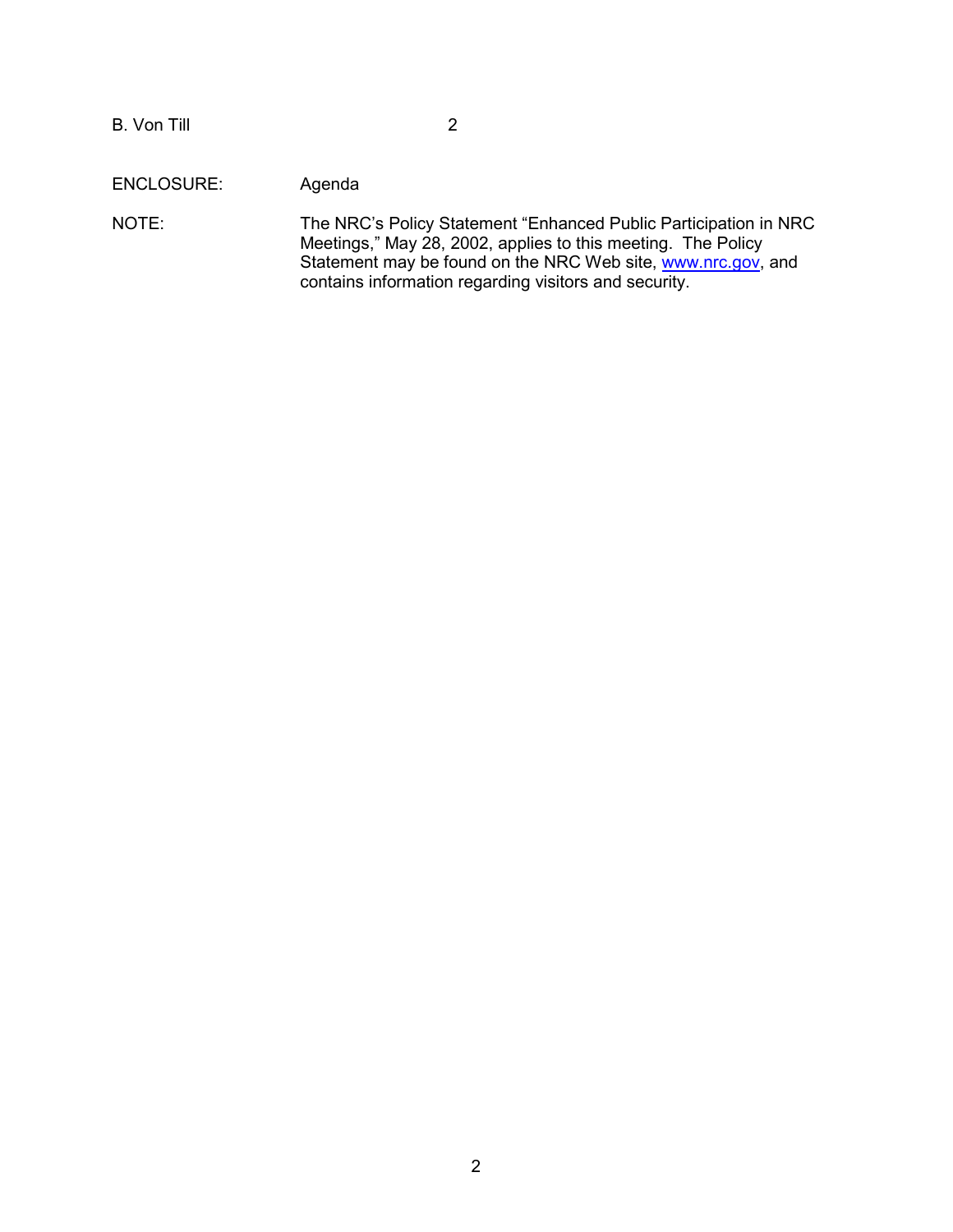ENCLOSURE: Agenda

NOTE: The NRC's Policy Statement "Enhanced Public Participation in NRC Meetings," May 28, 2002, applies to this meeting. The Policy Statement may be found on the NRC Web site, www.nrc.gov, and contains information regarding visitors and security.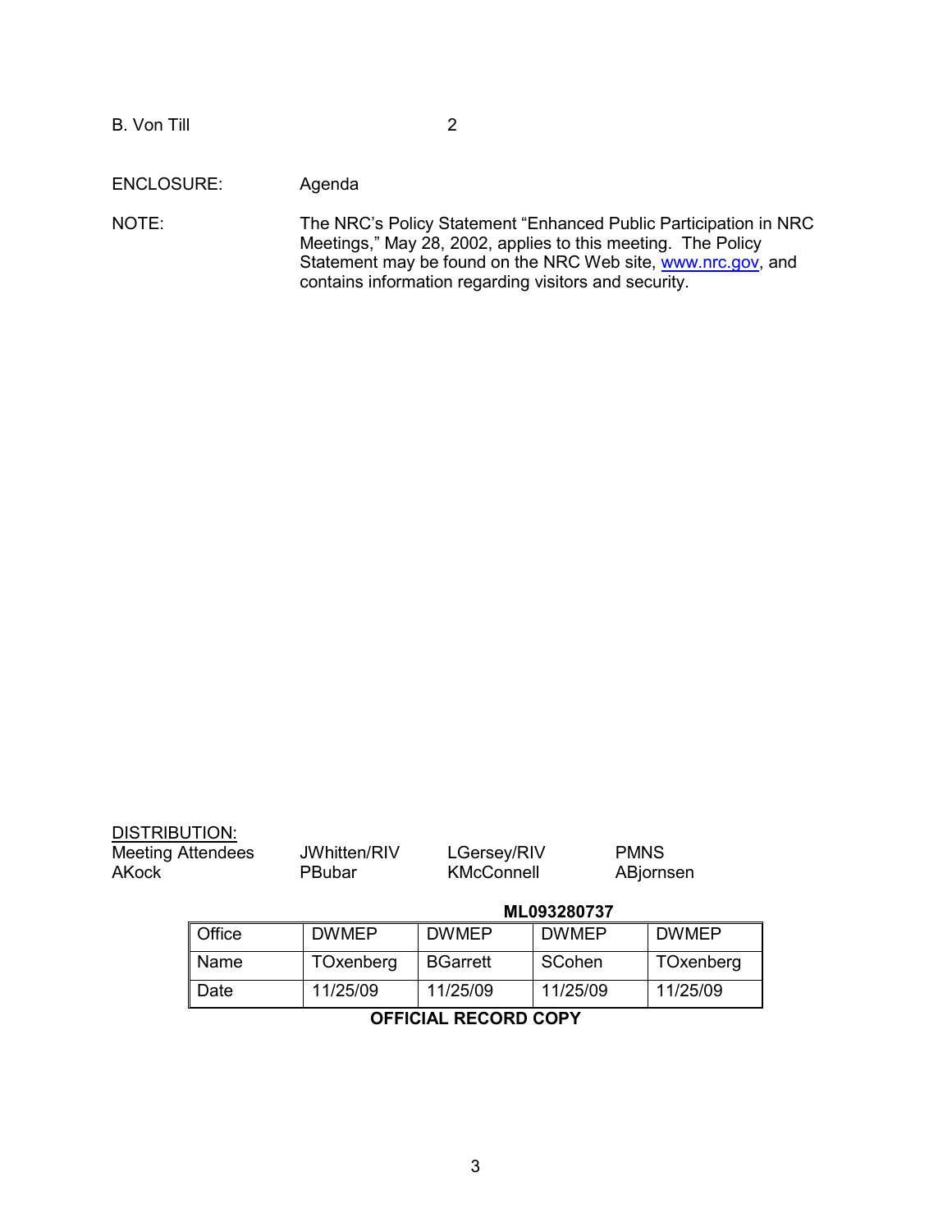ENCLOSURE: Agenda

NOTE: The NRC's Policy Statement "Enhanced Public Participation in NRC Meetings," May 28, 2002, applies to this meeting. The Policy Statement may be found on the NRC Web site, [www.nrc.gov](http://www.nrc.gov), and contains information regarding visitors and security.

DISTRIBUTION:

| | | | |
|---|---|---|---|
| Meeting Attendees | JWhitten/RIV | LGersey/RIV | PMNS |
| AKock | PBubar | KMcConnell | ABjornsen |

**ML093280737**

| Office | DWMEP | DWMEP | DWMEP | DWMEP |
|---|---|---|---|---|
| Name | TOxenberg | BGarrett | SCohen | TOxenberg |
| Date | 11/25/09 | 11/25/09 | 11/25/09 | 11/25/09 |

**OFFICIAL RECORD COPY**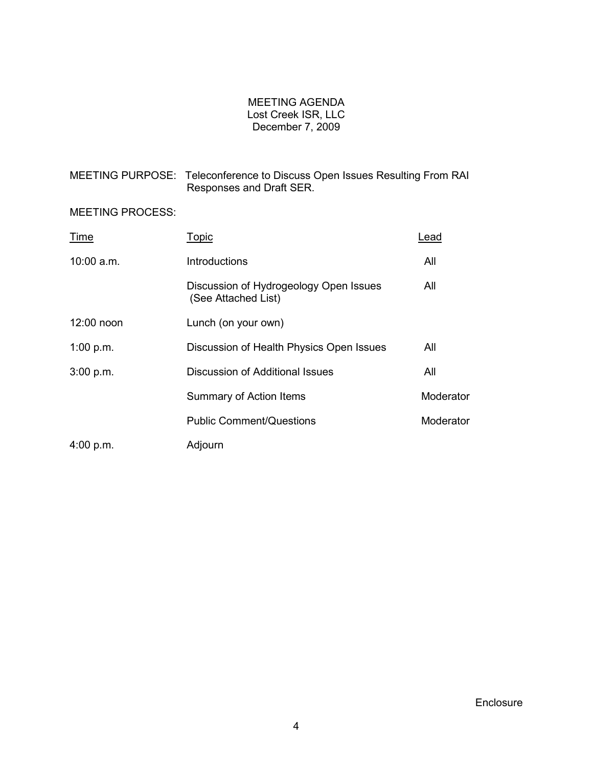# MEETING AGENDA
Lost Creek ISR, LLC
December 7, 2009

MEETING PURPOSE: Teleconference to Discuss Open Issues Resulting From RAI Responses and Draft SER.

MEETING PROCESS:

| Time | Topic | Lead |
|---|---|---|
| 10:00 a.m. | Introductions | All |
| | Discussion of Hydrogeology Open Issues (See Attached List) | All |
| 12:00 noon | Lunch (on your own) | |
| 1:00 p.m. | Discussion of Health Physics Open Issues | All |
| 3:00 p.m. | Discussion of Additional Issues | All |
| | Summary of Action Items | Moderator |
| | Public Comment/Questions | Moderator |
| 4:00 p.m. | Adjourn | |

Enclosure